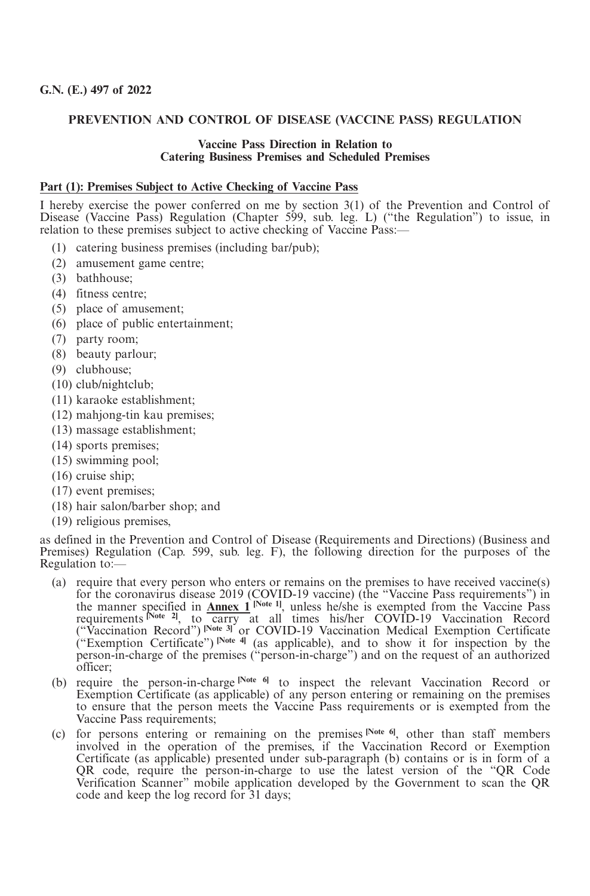**G.N. (E.) 497 of 2022**

## PREVENTION AND CONTROL OF DISEASE (VACCINE PASS) REGULATION

### Vaccine Pass Direction in Relation to Catering Business Premises and Scheduled Premises

**Part (1): Premises Subject to Active Checking of Vaccine Pass**

I hereby exercise the power conferred on me by section 3(1) of the Prevention and Control of Disease (Vaccine Pass) Regulation (Chapter 599, sub. leg. L) ("the Regulation") to issue, in relation to these premises subject to active checking of Vaccine Pass:—

(1) catering business premises (including bar/pub);
(2) amusement game centre;
(3) bathhouse;
(4) fitness centre;
(5) place of amusement;
(6) place of public entertainment;
(7) party room;
(8) beauty parlour;
(9) clubhouse;
(10) club/nightclub;
(11) karaoke establishment;
(12) mahjong-tin kau premises;
(13) massage establishment;
(14) sports premises;
(15) swimming pool;
(16) cruise ship;
(17) event premises;
(18) hair salon/barber shop; and
(19) religious premises,

as defined in the Prevention and Control of Disease (Requirements and Directions) (Business and Premises) Regulation (Cap. 599, sub. leg. F), the following direction for the purposes of the Regulation to:—

(a) require that every person who enters or remains on the premises to have received vaccine(s) for the coronavirus disease 2019 (COVID-19 vaccine) (the "Vaccine Pass requirements") in the manner specified in **Annex 1** [Note 1], unless he/she is exempted from the Vaccine Pass requirements [Note 2], to carry at all times his/her COVID-19 Vaccination Record ("Vaccination Record") [Note 3] or COVID-19 Vaccination Medical Exemption Certificate ("Exemption Certificate") [Note 4] (as applicable), and to show it for inspection by the person-in-charge of the premises ("person-in-charge") and on the request of an authorized officer;

(b) require the person-in-charge [Note 6] to inspect the relevant Vaccination Record or Exemption Certificate (as applicable) of any person entering or remaining on the premises to ensure that the person meets the Vaccine Pass requirements or is exempted from the Vaccine Pass requirements;

(c) for persons entering or remaining on the premises [Note 6], other than staff members involved in the operation of the premises, if the Vaccination Record or Exemption Certificate (as applicable) presented under sub-paragraph (b) contains or is in form of a QR code, require the person-in-charge to use the latest version of the "QR Code Verification Scanner" mobile application developed by the Government to scan the QR code and keep the log record for 31 days;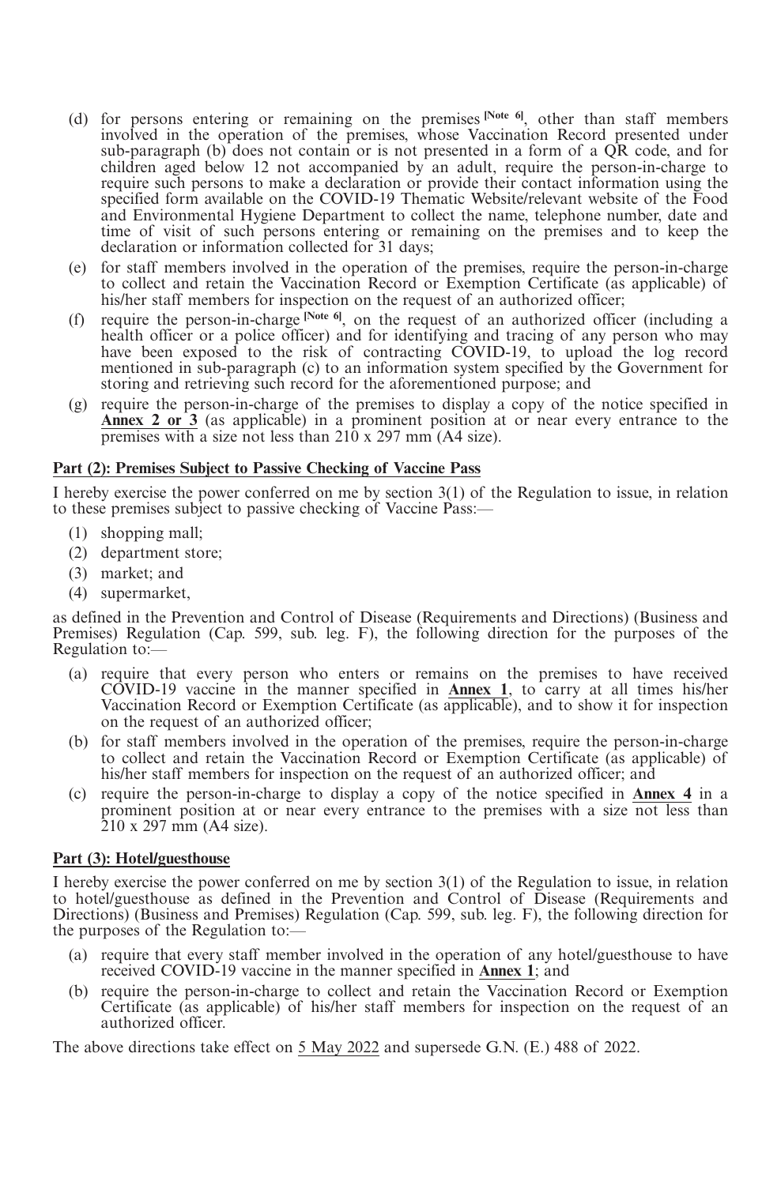(d) for persons entering or remaining on the premises [Note 6], other than staff members involved in the operation of the premises, whose Vaccination Record presented under sub-paragraph (b) does not contain or is not presented in a form of a QR code, and for children aged below 12 not accompanied by an adult, require the person-in-charge to require such persons to make a declaration or provide their contact information using the specified form available on the COVID-19 Thematic Website/relevant website of the Food and Environmental Hygiene Department to collect the name, telephone number, date and time of visit of such persons entering or remaining on the premises and to keep the declaration or information collected for 31 days;

(e) for staff members involved in the operation of the premises, require the person-in-charge to collect and retain the Vaccination Record or Exemption Certificate (as applicable) of his/her staff members for inspection on the request of an authorized officer;

(f) require the person-in-charge [Note 6], on the request of an authorized officer (including a health officer or a police officer) and for identifying and tracing of any person who may have been exposed to the risk of contracting COVID-19, to upload the log record mentioned in sub-paragraph (c) to an information system specified by the Government for storing and retrieving such record for the aforementioned purpose; and

(g) require the person-in-charge of the premises to display a copy of the notice specified in **Annex 2 or 3** (as applicable) in a prominent position at or near every entrance to the premises with a size not less than 210 x 297 mm (A4 size).

**Part (2): Premises Subject to Passive Checking of Vaccine Pass**

I hereby exercise the power conferred on me by section 3(1) of the Regulation to issue, in relation to these premises subject to passive checking of Vaccine Pass:—

(1) shopping mall;

(2) department store;

(3) market; and

(4) supermarket,

as defined in the Prevention and Control of Disease (Requirements and Directions) (Business and Premises) Regulation (Cap. 599, sub. leg. F), the following direction for the purposes of the Regulation to:—

(a) require that every person who enters or remains on the premises to have received COVID-19 vaccine in the manner specified in **Annex 1**, to carry at all times his/her Vaccination Record or Exemption Certificate (as applicable), and to show it for inspection on the request of an authorized officer;

(b) for staff members involved in the operation of the premises, require the person-in-charge to collect and retain the Vaccination Record or Exemption Certificate (as applicable) of his/her staff members for inspection on the request of an authorized officer; and

(c) require the person-in-charge to display a copy of the notice specified in **Annex 4** in a prominent position at or near every entrance to the premises with a size not less than 210 x 297 mm (A4 size).

**Part (3): Hotel/guesthouse**

I hereby exercise the power conferred on me by section 3(1) of the Regulation to issue, in relation to hotel/guesthouse as defined in the Prevention and Control of Disease (Requirements and Directions) (Business and Premises) Regulation (Cap. 599, sub. leg. F), the following direction for the purposes of the Regulation to:—

(a) require that every staff member involved in the operation of any hotel/guesthouse to have received COVID-19 vaccine in the manner specified in **Annex 1**; and

(b) require the person-in-charge to collect and retain the Vaccination Record or Exemption Certificate (as applicable) of his/her staff members for inspection on the request of an authorized officer.

The above directions take effect on 5 May 2022 and supersede G.N. (E.) 488 of 2022.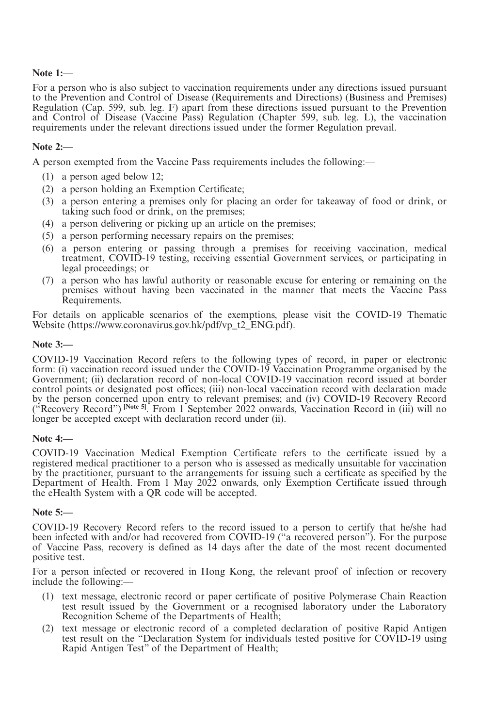**Note 1:—**

For a person who is also subject to vaccination requirements under any directions issued pursuant to the Prevention and Control of Disease (Requirements and Directions) (Business and Premises) Regulation (Cap. 599, sub. leg. F) apart from these directions issued pursuant to the Prevention and Control of Disease (Vaccine Pass) Regulation (Chapter 599, sub. leg. L), the vaccination requirements under the relevant directions issued under the former Regulation prevail.

**Note 2:—**

A person exempted from the Vaccine Pass requirements includes the following:—

(1) a person aged below 12;
(2) a person holding an Exemption Certificate;
(3) a person entering a premises only for placing an order for takeaway of food or drink, or taking such food or drink, on the premises;
(4) a person delivering or picking up an article on the premises;
(5) a person performing necessary repairs on the premises;
(6) a person entering or passing through a premises for receiving vaccination, medical treatment, COVID-19 testing, receiving essential Government services, or participating in legal proceedings; or
(7) a person who has lawful authority or reasonable excuse for entering or remaining on the premises without having been vaccinated in the manner that meets the Vaccine Pass Requirements.

For details on applicable scenarios of the exemptions, please visit the COVID-19 Thematic Website (https://www.coronavirus.gov.hk/pdf/vp_t2_ENG.pdf).

**Note 3:—**

COVID-19 Vaccination Record refers to the following types of record, in paper or electronic form: (i) vaccination record issued under the COVID-19 Vaccination Programme organised by the Government; (ii) declaration record of non-local COVID-19 vaccination record issued at border control points or designated post offices; (iii) non-local vaccination record with declaration made by the person concerned upon entry to relevant premises; and (iv) COVID-19 Recovery Record ("Recovery Record") [Note 5]. From 1 September 2022 onwards, Vaccination Record in (iii) will no longer be accepted except with declaration record under (ii).

**Note 4:—**

COVID-19 Vaccination Medical Exemption Certificate refers to the certificate issued by a registered medical practitioner to a person who is assessed as medically unsuitable for vaccination by the practitioner, pursuant to the arrangements for issuing such a certificate as specified by the Department of Health. From 1 May 2022 onwards, only Exemption Certificate issued through the eHealth System with a QR code will be accepted.

**Note 5:—**

COVID-19 Recovery Record refers to the record issued to a person to certify that he/she had been infected with and/or had recovered from COVID-19 ("a recovered person"). For the purpose of Vaccine Pass, recovery is defined as 14 days after the date of the most recent documented positive test.

For a person infected or recovered in Hong Kong, the relevant proof of infection or recovery include the following:—

(1) text message, electronic record or paper certificate of positive Polymerase Chain Reaction test result issued by the Government or a recognised laboratory under the Laboratory Recognition Scheme of the Departments of Health;
(2) text message or electronic record of a completed declaration of positive Rapid Antigen test result on the "Declaration System for individuals tested positive for COVID-19 using Rapid Antigen Test" of the Department of Health;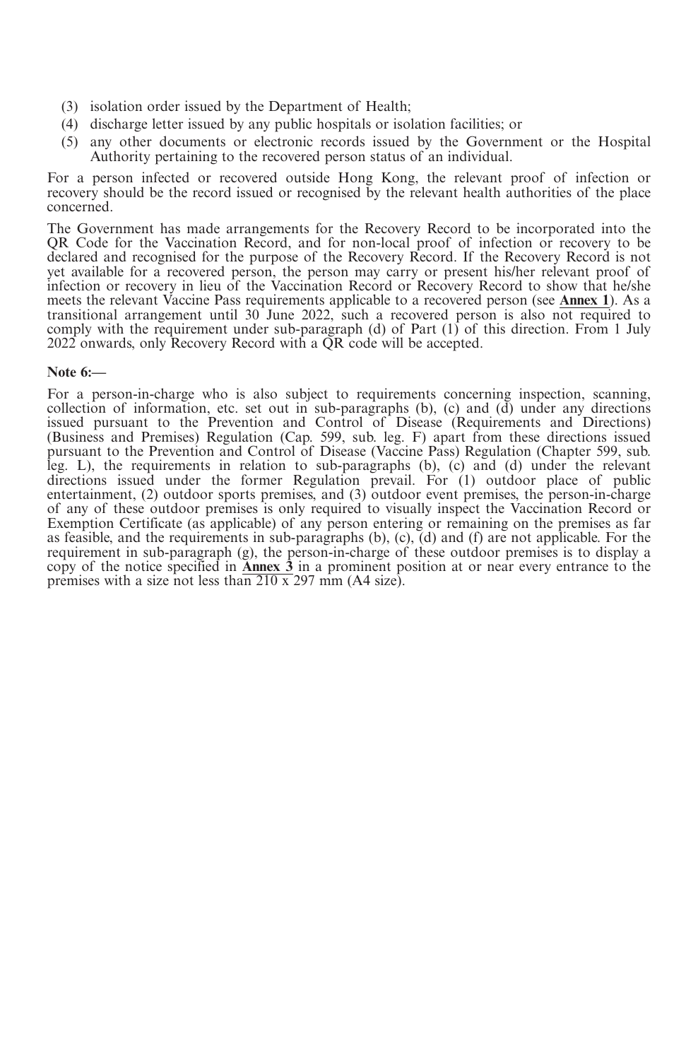(3) isolation order issued by the Department of Health;
(4) discharge letter issued by any public hospitals or isolation facilities; or
(5) any other documents or electronic records issued by the Government or the Hospital Authority pertaining to the recovered person status of an individual.

For a person infected or recovered outside Hong Kong, the relevant proof of infection or recovery should be the record issued or recognised by the relevant health authorities of the place concerned.

The Government has made arrangements for the Recovery Record to be incorporated into the QR Code for the Vaccination Record, and for non-local proof of infection or recovery to be declared and recognised for the purpose of the Recovery Record. If the Recovery Record is not yet available for a recovered person, the person may carry or present his/her relevant proof of infection or recovery in lieu of the Vaccination Record or Recovery Record to show that he/she meets the relevant Vaccine Pass requirements applicable to a recovered person (see **Annex 1**). As a transitional arrangement until 30 June 2022, such a recovered person is also not required to comply with the requirement under sub-paragraph (d) of Part (1) of this direction. From 1 July 2022 onwards, only Recovery Record with a QR code will be accepted.

**Note 6:—**

For a person-in-charge who is also subject to requirements concerning inspection, scanning, collection of information, etc. set out in sub-paragraphs (b), (c) and (d) under any directions issued pursuant to the Prevention and Control of Disease (Requirements and Directions) (Business and Premises) Regulation (Cap. 599, sub. leg. F) apart from these directions issued pursuant to the Prevention and Control of Disease (Vaccine Pass) Regulation (Chapter 599, sub. leg. L), the requirements in relation to sub-paragraphs (b), (c) and (d) under the relevant directions issued under the former Regulation prevail. For (1) outdoor place of public entertainment, (2) outdoor sports premises, and (3) outdoor event premises, the person-in-charge of any of these outdoor premises is only required to visually inspect the Vaccination Record or Exemption Certificate (as applicable) of any person entering or remaining on the premises as far as feasible, and the requirements in sub-paragraphs (b), (c), (d) and (f) are not applicable. For the requirement in sub-paragraph (g), the person-in-charge of these outdoor premises is to display a copy of the notice specified in **Annex 3** in a prominent position at or near every entrance to the premises with a size not less than 210 x 297 mm (A4 size).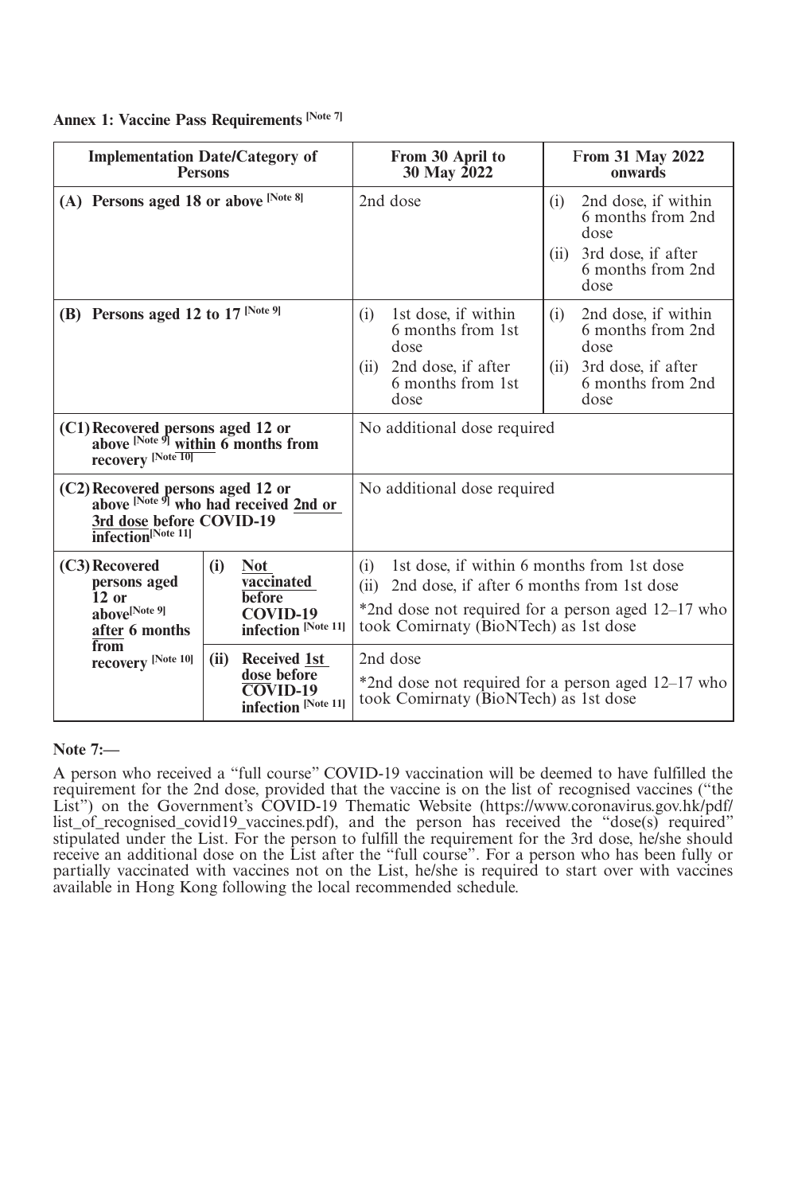**Annex 1: Vaccine Pass Requirements [Note 7]**

| Implementation Date/Category of Persons | | From 30 April to 30 May 2022 | From 31 May 2022 onwards |
|---|---|---|---|
| (A) Persons aged 18 or above [Note 8] | | 2nd dose | (i) 2nd dose, if within 6 months from 2nd dose<br>(ii) 3rd dose, if after 6 months from 2nd dose |
| (B) Persons aged 12 to 17 [Note 9] | | (i) 1st dose, if within 6 months from 1st dose<br>(ii) 2nd dose, if after 6 months from 1st dose | (i) 2nd dose, if within 6 months from 2nd dose<br>(ii) 3rd dose, if after 6 months from 2nd dose |
| (C1) Recovered persons aged 12 or above [Note 9] within 6 months from recovery [Note 10] | | No additional dose required | |
| (C2) Recovered persons aged 12 or above [Note 9] who had received 2nd or 3rd dose before COVID-19 infection[Note 11] | | No additional dose required | |
| (C3) Recovered persons aged 12 or above[Note 9] after 6 months from recovery [Note 10] | (i) Not vaccinated before COVID-19 infection [Note 11] | (i) 1st dose, if within 6 months from 1st dose<br>(ii) 2nd dose, if after 6 months from 1st dose<br>*2nd dose not required for a person aged 12–17 who took Comirnaty (BioNTech) as 1st dose | |
| | (ii) Received 1st dose before COVID-19 infection [Note 11] | 2nd dose<br>*2nd dose not required for a person aged 12–17 who took Comirnaty (BioNTech) as 1st dose | |

**Note 7:—**

A person who received a "full course" COVID-19 vaccination will be deemed to have fulfilled the requirement for the 2nd dose, provided that the vaccine is on the list of recognised vaccines ("the List") on the Government's COVID-19 Thematic Website (https://www.coronavirus.gov.hk/pdf/list_of_recognised_covid19_vaccines.pdf), and the person has received the "dose(s) required" stipulated under the List. For the person to fulfill the requirement for the 3rd dose, he/she should receive an additional dose on the List after the "full course". For a person who has been fully or partially vaccinated with vaccines not on the List, he/she is required to start over with vaccines available in Hong Kong following the local recommended schedule.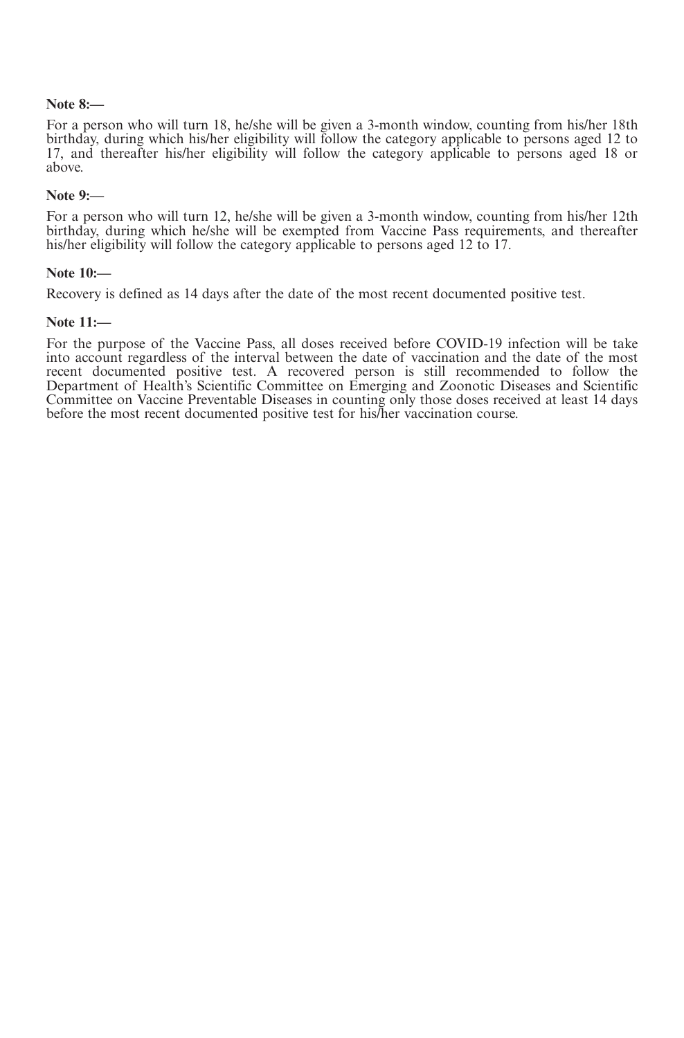**Note 8:—**

For a person who will turn 18, he/she will be given a 3-month window, counting from his/her 18th birthday, during which his/her eligibility will follow the category applicable to persons aged 12 to 17, and thereafter his/her eligibility will follow the category applicable to persons aged 18 or above.

**Note 9:—**

For a person who will turn 12, he/she will be given a 3-month window, counting from his/her 12th birthday, during which he/she will be exempted from Vaccine Pass requirements, and thereafter his/her eligibility will follow the category applicable to persons aged 12 to 17.

**Note 10:—**

Recovery is defined as 14 days after the date of the most recent documented positive test.

**Note 11:—**

For the purpose of the Vaccine Pass, all doses received before COVID-19 infection will be take into account regardless of the interval between the date of vaccination and the date of the most recent documented positive test. A recovered person is still recommended to follow the Department of Health's Scientific Committee on Emerging and Zoonotic Diseases and Scientific Committee on Vaccine Preventable Diseases in counting only those doses received at least 14 days before the most recent documented positive test for his/her vaccination course.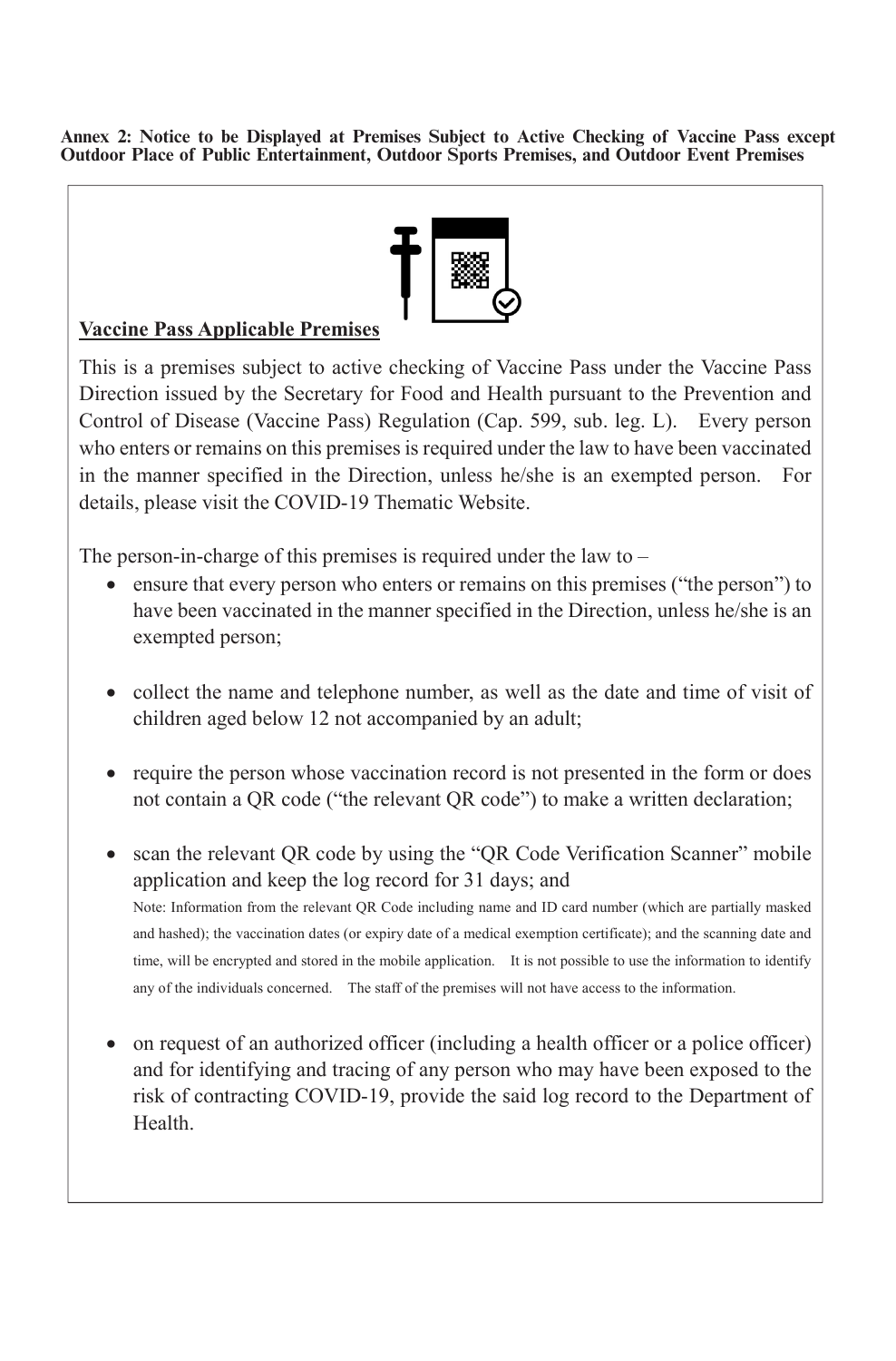**Annex 2: Notice to be Displayed at Premises Subject to Active Checking of Vaccine Pass except Outdoor Place of Public Entertainment, Outdoor Sports Premises, and Outdoor Event Premises**

**<u>Vaccine Pass Applicable Premises</u>**

This is a premises subject to active checking of Vaccine Pass under the Vaccine Pass Direction issued by the Secretary for Food and Health pursuant to the Prevention and Control of Disease (Vaccine Pass) Regulation (Cap. 599, sub. leg. L). Every person who enters or remains on this premises is required under the law to have been vaccinated in the manner specified in the Direction, unless he/she is an exempted person. For details, please visit the COVID-19 Thematic Website.

The person-in-charge of this premises is required under the law to –

- ensure that every person who enters or remains on this premises ("the person") to have been vaccinated in the manner specified in the Direction, unless he/she is an exempted person;
- collect the name and telephone number, as well as the date and time of visit of children aged below 12 not accompanied by an adult;
- require the person whose vaccination record is not presented in the form or does not contain a QR code ("the relevant QR code") to make a written declaration;
- scan the relevant QR code by using the "QR Code Verification Scanner" mobile application and keep the log record for 31 days; and

  Note: Information from the relevant QR Code including name and ID card number (which are partially masked and hashed); the vaccination dates (or expiry date of a medical exemption certificate); and the scanning date and time, will be encrypted and stored in the mobile application. It is not possible to use the information to identify any of the individuals concerned. The staff of the premises will not have access to the information.

- on request of an authorized officer (including a health officer or a police officer) and for identifying and tracing of any person who may have been exposed to the risk of contracting COVID-19, provide the said log record to the Department of Health.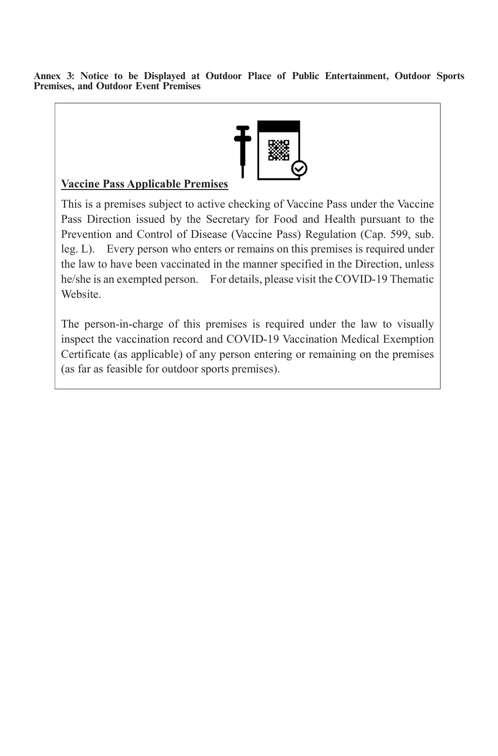**Annex 3: Notice to be Displayed at Outdoor Place of Public Entertainment, Outdoor Sports Premises, and Outdoor Event Premises**

**Vaccine Pass Applicable Premises**

This is a premises subject to active checking of Vaccine Pass under the Vaccine Pass Direction issued by the Secretary for Food and Health pursuant to the Prevention and Control of Disease (Vaccine Pass) Regulation (Cap. 599, sub. leg. L). Every person who enters or remains on this premises is required under the law to have been vaccinated in the manner specified in the Direction, unless he/she is an exempted person. For details, please visit the COVID-19 Thematic Website.

The person-in-charge of this premises is required under the law to visually inspect the vaccination record and COVID-19 Vaccination Medical Exemption Certificate (as applicable) of any person entering or remaining on the premises (as far as feasible for outdoor sports premises).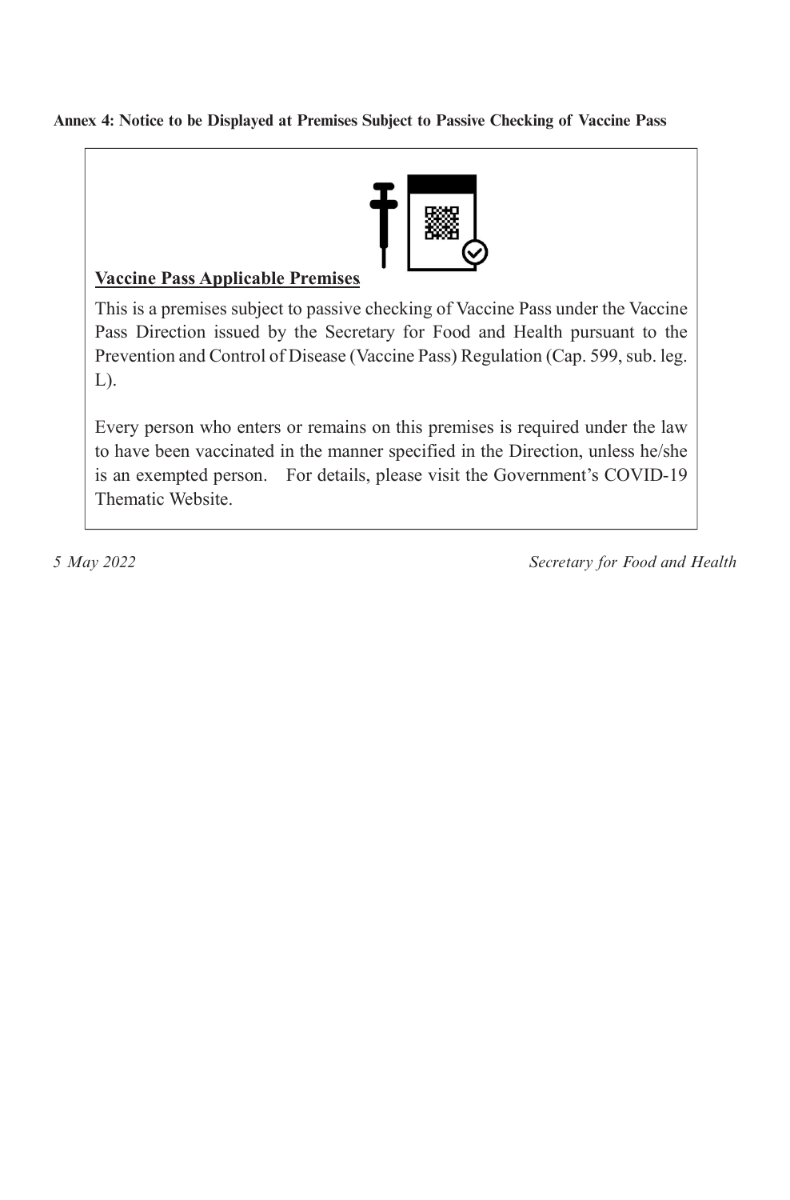**Annex 4: Notice to be Displayed at Premises Subject to Passive Checking of Vaccine Pass**

**Vaccine Pass Applicable Premises**

This is a premises subject to passive checking of Vaccine Pass under the Vaccine Pass Direction issued by the Secretary for Food and Health pursuant to the Prevention and Control of Disease (Vaccine Pass) Regulation (Cap. 599, sub. leg. L).

Every person who enters or remains on this premises is required under the law to have been vaccinated in the manner specified in the Direction, unless he/she is an exempted person. For details, please visit the Government's COVID-19 Thematic Website.

*5 May 2022*

*Secretary for Food and Health*